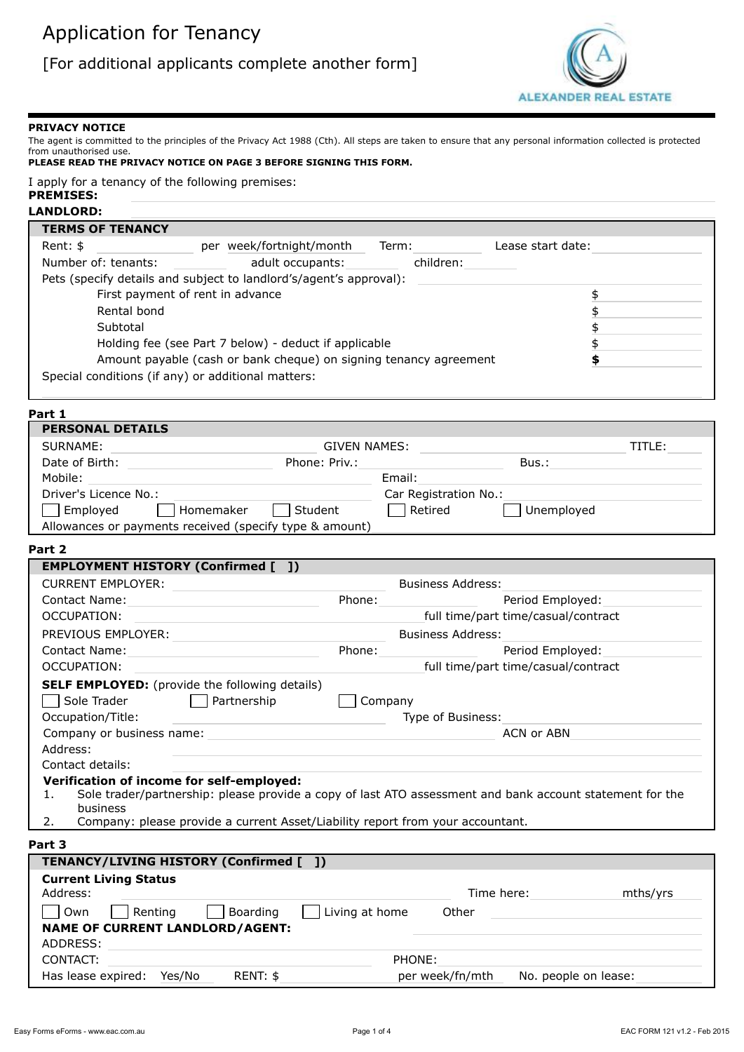# Application for Tenancy

[For additional applicants complete another form]

ALEXANDER REAL ESTATE

**PRIVACY NOTICE**

The agent is committed to the principles of the Privacy Act 1988 (Cth). All steps are taken to ensure that any personal information collected is protected from unauthorised use.

**PLEASE READ THE PRIVACY NOTICE ON PAGE 3 BEFORE SIGNING THIS FORM.**

I apply for a tenancy of the following premises:

**PREMISES:**

**LANDLORD:**

## TERMS OF TENANCY

Rent: $ ____________ per week/fortnight/month Term: ____________ Lease start date: ____________

Number of: tenants: ________ adult occupants: ________ children: ________

Pets (specify details and subject to landlord's/agent's approval): ____________

| | |
|---|---|
| First payment of rent in advance | $ |
| Rental bond | $ |
| Subtotal | $ |
| Holding fee (see Part 7 below) - deduct if applicable | $ |
| Amount payable (cash or bank cheque) on signing tenancy agreement | **$** |

Special conditions (if any) or additional matters:

## Part 1

### PERSONAL DETAILS

SURNAME: ____________ GIVEN NAMES: ____________ TITLE: ________

Date of Birth: ____________ Phone: Priv.: ____________ Bus.: ____________

Mobile: ____________ Email: ____________

Driver's Licence No.: ____________ Car Registration No.: ____________

☐ Employed ☐ Homemaker ☐ Student ☐ Retired ☐ Unemployed

Allowances or payments received (specify type & amount) ____________

## Part 2

### EMPLOYMENT HISTORY (Confirmed [ ])

CURRENT EMPLOYER: ____________ Business Address: ____________

Contact Name: ____________ Phone: ____________ Period Employed: ____________

OCCUPATION: ____________ full time/part time/casual/contract

PREVIOUS EMPLOYER: ____________ Business Address: ____________

Contact Name: ____________ Phone: ____________ Period Employed: ____________

OCCUPATION: ____________ full time/part time/casual/contract

**SELF EMPLOYED:** (provide the following details)

☐ Sole Trader ☐ Partnership ☐ Company

Occupation/Title: ____________ Type of Business: ____________

Company or business name: ____________ ACN or ABN ____________

Address: ____________

Contact details: ____________

**Verification of income for self-employed:**

1. Sole trader/partnership: please provide a copy of last ATO assessment and bank account statement for the business
2. Company: please provide a current Asset/Liability report from your accountant.

## Part 3

### TENANCY/LIVING HISTORY (Confirmed [ ])

**Current Living Status**

Address: ____________ Time here: ____________ mths/yrs

☐ Own ☐ Renting ☐ Boarding ☐ Living at home Other ____________

**NAME OF CURRENT LANDLORD/AGENT:** ____________

ADDRESS: ____________

CONTACT: ____________ PHONE: ____________

Has lease expired: Yes/No RENT: $ ____________ per week/fn/mth No. people on lease: ____________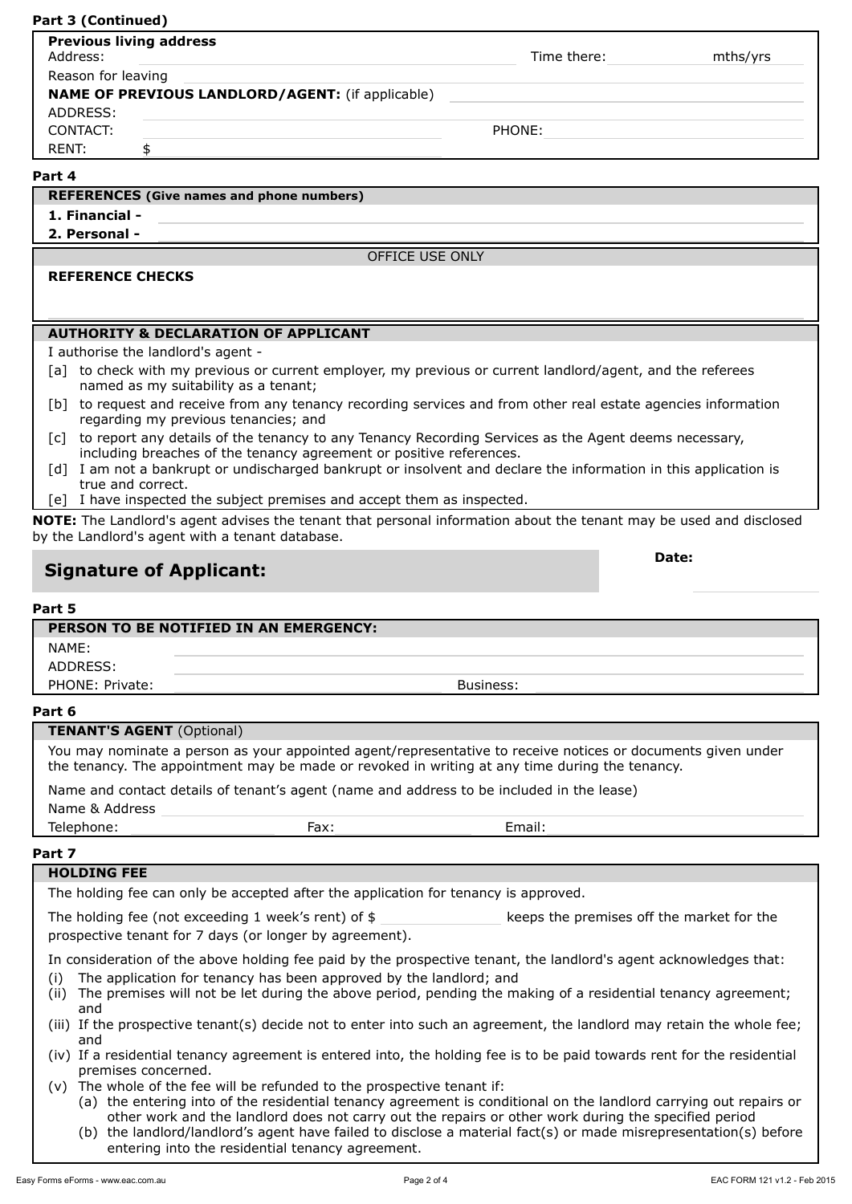**Part 3 (Continued)**

**Previous living address**

Address: ______________________ Time there: ________ mths/yrs

Reason for leaving ______________________

**NAME OF PREVIOUS LANDLORD/AGENT:** (if applicable) ______________________

ADDRESS: ______________________

CONTACT: ______________________ PHONE: ______________________

RENT: $ ______________________

**Part 4**

**REFERENCES (Give names and phone numbers)**

**1. Financial -** ______________________

**2. Personal -** ______________________

OFFICE USE ONLY

**REFERENCE CHECKS**

**AUTHORITY & DECLARATION OF APPLICANT**

I authorise the landlord's agent -

[a] to check with my previous or current employer, my previous or current landlord/agent, and the referees named as my suitability as a tenant;

[b] to request and receive from any tenancy recording services and from other real estate agencies information regarding my previous tenancies; and

[c] to report any details of the tenancy to any Tenancy Recording Services as the Agent deems necessary, including breaches of the tenancy agreement or positive references.

[d] I am not a bankrupt or undischarged bankrupt or insolvent and declare the information in this application is true and correct.

[e] I have inspected the subject premises and accept them as inspected.

**NOTE:** The Landlord's agent advises the tenant that personal information about the tenant may be used and disclosed by the Landlord's agent with a tenant database.

**Signature of Applicant:** **Date:**

**Part 5**

**PERSON TO BE NOTIFIED IN AN EMERGENCY:**

NAME: ______________________

ADDRESS: ______________________

PHONE: Private: ______________________ Business: ______________________

**Part 6**

**TENANT'S AGENT** (Optional)

You may nominate a person as your appointed agent/representative to receive notices or documents given under the tenancy. The appointment may be made or revoked in writing at any time during the tenancy.

Name and contact details of tenant's agent (name and address to be included in the lease)

Name & Address ______________________

Telephone: ______________ Fax: ______________ Email: ______________

**Part 7**

**HOLDING FEE**

The holding fee can only be accepted after the application for tenancy is approved.

The holding fee (not exceeding 1 week's rent) of $ ______________ keeps the premises off the market for the prospective tenant for 7 days (or longer by agreement).

In consideration of the above holding fee paid by the prospective tenant, the landlord's agent acknowledges that:

(i) The application for tenancy has been approved by the landlord; and

(ii) The premises will not be let during the above period, pending the making of a residential tenancy agreement; and

(iii) If the prospective tenant(s) decide not to enter into such an agreement, the landlord may retain the whole fee; and

(iv) If a residential tenancy agreement is entered into, the holding fee is to be paid towards rent for the residential premises concerned.

(v) The whole of the fee will be refunded to the prospective tenant if:
 (a) the entering into of the residential tenancy agreement is conditional on the landlord carrying out repairs or other work and the landlord does not carry out the repairs or other work during the specified period
 (b) the landlord/landlord's agent have failed to disclose a material fact(s) or made misrepresentation(s) before entering into the residential tenancy agreement.

Easy Forms eForms - www.eac.com.au EAC FORM 121 v1.2 - Feb 2015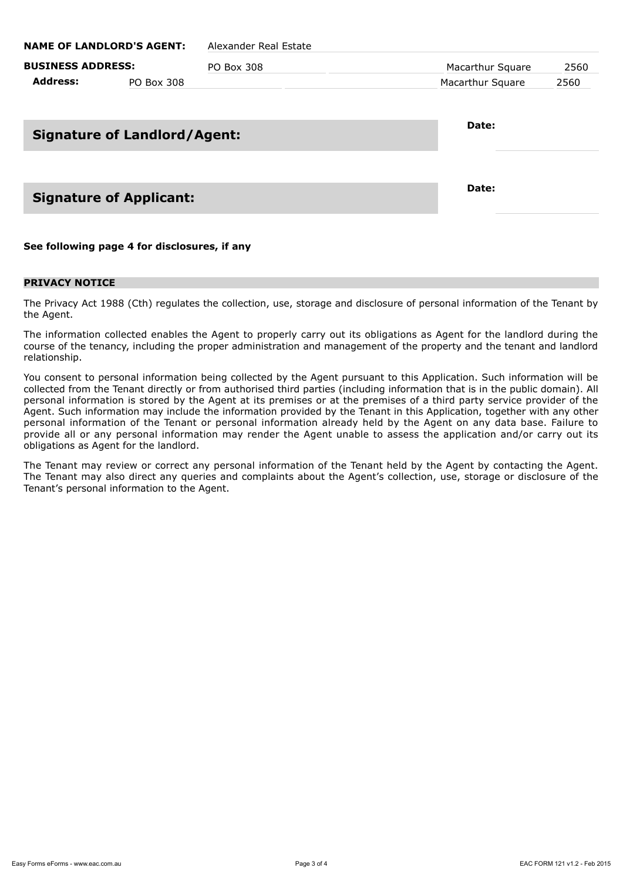| | | | | |
|---|---|---|---|---|
| **NAME OF LANDLORD'S AGENT:** | Alexander Real Estate | | | |
| **BUSINESS ADDRESS:** | PO Box 308 | | Macarthur Square | 2560 |
| **Address:** | PO Box 308 | | Macarthur Square | 2560 |

**Signature of Landlord/Agent:** **Date:**

**Signature of Applicant:** **Date:**

**See following page 4 for disclosures, if any**

**PRIVACY NOTICE**

The Privacy Act 1988 (Cth) regulates the collection, use, storage and disclosure of personal information of the Tenant by the Agent.

The information collected enables the Agent to properly carry out its obligations as Agent for the landlord during the course of the tenancy, including the proper administration and management of the property and the tenant and landlord relationship.

You consent to personal information being collected by the Agent pursuant to this Application. Such information will be collected from the Tenant directly or from authorised third parties (including information that is in the public domain). All personal information is stored by the Agent at its premises or at the premises of a third party service provider of the Agent. Such information may include the information provided by the Tenant in this Application, together with any other personal information of the Tenant or personal information already held by the Agent on any data base. Failure to provide all or any personal information may render the Agent unable to assess the application and/or carry out its obligations as Agent for the landlord.

The Tenant may review or correct any personal information of the Tenant held by the Agent by contacting the Agent. The Tenant may also direct any queries and complaints about the Agent's collection, use, storage or disclosure of the Tenant's personal information to the Agent.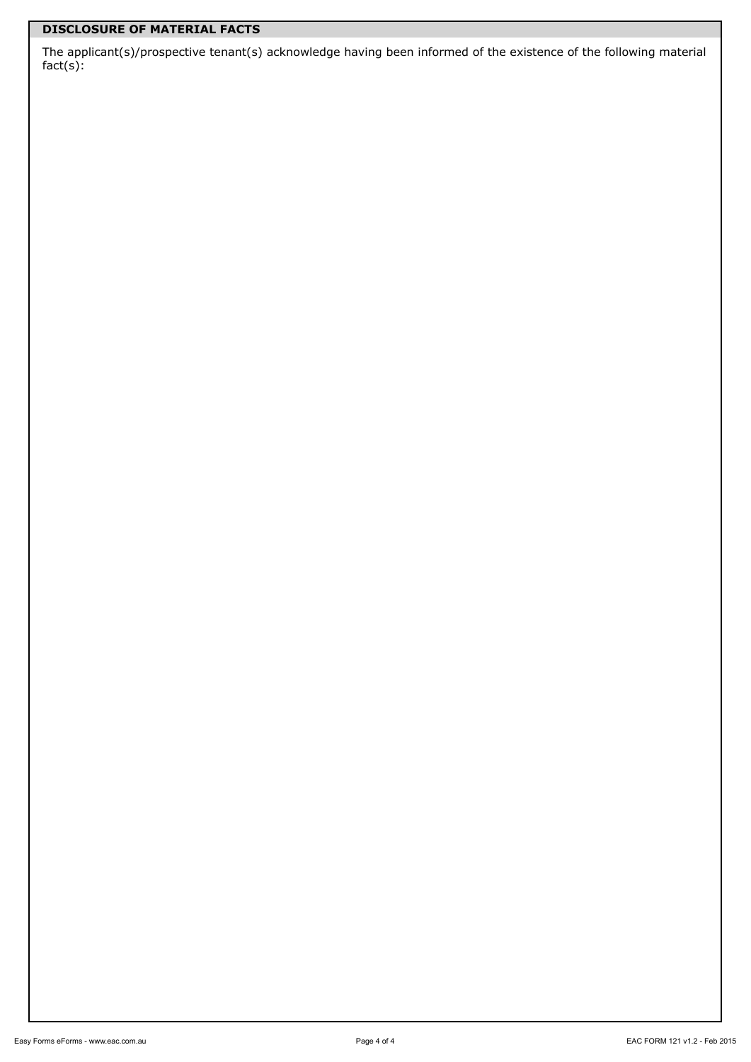## DISCLOSURE OF MATERIAL FACTS

The applicant(s)/prospective tenant(s) acknowledge having been informed of the existence of the following material fact(s):